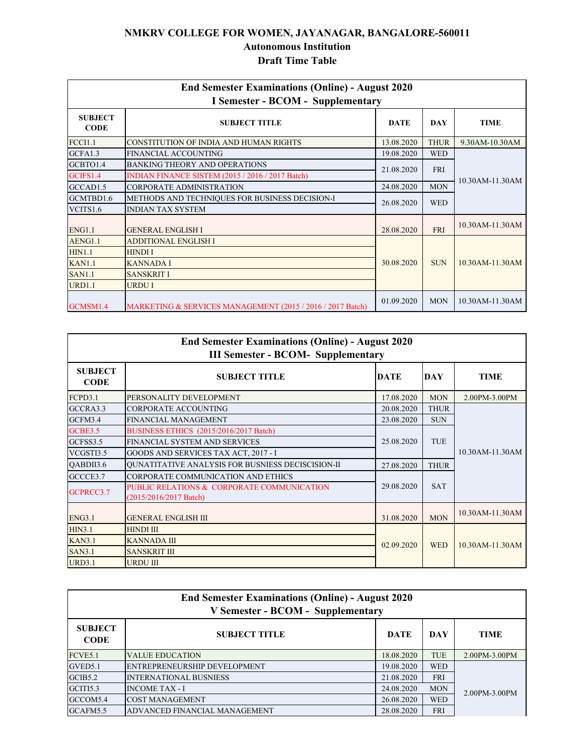# NMKRV COLLEGE FOR WOMEN, JAYANAGAR, BANGALORE-560011

## Autonomous Institution

## Draft Time Table

**End Semester Examinations (Online) - August 2020**
**I Semester - BCOM - Supplementary**

| SUBJECT CODE | SUBJECT TITLE | DATE | DAY | TIME |
|---|---|---|---|---|
| FCCI1.1 | CONSTITUTION OF INDIA AND HUMAN RIGHTS | 13.08.2020 | THUR | 9.30AM-10.30AM |
| GCFA1.3 | FINANCIAL ACCOUNTING | 19.08.2020 | WED | 10.30AM-11.30AM |
| GCBTO1.4 | BANKING THEORY AND OPERATIONS | 21.08.2020 | FRI | 10.30AM-11.30AM |
| GCIFS1.4 | INDIAN FINANCE SISTEM (2015 / 2016 / 2017 Batch) | 21.08.2020 | FRI | 10.30AM-11.30AM |
| GCCAD1.5 | CORPORATE ADMINISTRATION | 24.08.2020 | MON | 10.30AM-11.30AM |
| GCMTBD1.6 | METHODS AND TECHNIQUES FOR BUSINESS DECISION-I | 26.08.2020 | WED | 10.30AM-11.30AM |
| VCITS1.6 | INDIAN TAX SYSTEM | 26.08.2020 | WED | 10.30AM-11.30AM |
| ENG1.1 | GENERAL ENGLISH I | 28.08.2020 | FRI | 10.30AM-11.30AM |
| AENG1.1 | ADDITIONAL ENGLISH I | 30.08.2020 | SUN | 10.30AM-11.30AM |
| HIN1.1 | HINDI I | 30.08.2020 | SUN | 10.30AM-11.30AM |
| KAN1.1 | KANNADA I | 30.08.2020 | SUN | 10.30AM-11.30AM |
| SAN1.1 | SANSKRIT I | 30.08.2020 | SUN | 10.30AM-11.30AM |
| URD1.1 | URDU I | 30.08.2020 | SUN | 10.30AM-11.30AM |
| GCMSM1.4 | MARKETING & SERVICES MANAGEMENT (2015 / 2016 / 2017 Batch) | 01.09.2020 | MON | 10.30AM-11.30AM |

**End Semester Examinations (Online) - August 2020**
**III Semester - BCOM- Supplementary**

| SUBJECT CODE | SUBJECT TITLE | DATE | DAY | TIME |
|---|---|---|---|---|
| FCPD3.1 | PERSONALITY DEVELOPMENT | 17.08.2020 | MON | 2.00PM-3.00PM |
| GCCRA3.3 | CORPORATE ACCOUNTING | 20.08.2020 | THUR | 10.30AM-11.30AM |
| GCFM3.4 | FINANCIAL MANAGEMENT | 23.08.2020 | SUN | 10.30AM-11.30AM |
| GCBE3.5 | BUSINESS ETHICS (2015/2016/2017 Batch) | 25.08.2020 | TUE | 10.30AM-11.30AM |
| GCFSS3.5 | FINANCIAL SYSTEM AND SERVICES | 25.08.2020 | TUE | 10.30AM-11.30AM |
| VCGSTI3.5 | GOODS AND SERVICES TAX ACT, 2017 - I | 25.08.2020 | TUE | 10.30AM-11.30AM |
| QABDII3.6 | QUNATITATIVE ANALYSIS FOR BUSNIESS DECISCISION-II | 27.08.2020 | THUR | 10.30AM-11.30AM |
| GCCCE3.7 | CORPORATE COMMUNICATION AND ETHICS | 29.08.2020 | SAT | 10.30AM-11.30AM |
| GCPRCC3.7 | PUBLIC RELATIONS & CORPORATE COMMUNICATION (2015/2016/2017 Batch) | 29.08.2020 | SAT | 10.30AM-11.30AM |
| ENG3.1 | GENERAL ENGLISH III | 31.08.2020 | MON | 10.30AM-11.30AM |
| HIN3.1 | HINDI III | 02.09.2020 | WED | 10.30AM-11.30AM |
| KAN3.1 | KANNADA III | 02.09.2020 | WED | 10.30AM-11.30AM |
| SAN3.1 | SANSKRIT III | 02.09.2020 | WED | 10.30AM-11.30AM |
| URD3.1 | URDU III | 02.09.2020 | WED | 10.30AM-11.30AM |

**End Semester Examinations (Online) - August 2020**
**V Semester - BCOM - Supplementary**

| SUBJECT CODE | SUBJECT TITLE | DATE | DAY | TIME |
|---|---|---|---|---|
| FCVE5.1 | VALUE EDUCATION | 18.08.2020 | TUE | 2.00PM-3.00PM |
| GVED5.1 | ENTREPRENEURSHIP DEVELOPMENT | 19.08.2020 | WED | 2.00PM-3.00PM |
| GCIB5.2 | INTERNATIONAL BUSNIESS | 21.08.2020 | FRI | 2.00PM-3.00PM |
| GCITI5.3 | INCOME TAX - I | 24.08.2020 | MON | 2.00PM-3.00PM |
| GCCOM5.4 | COST MANAGEMENT | 26.08.2020 | WED | 2.00PM-3.00PM |
| GCAFM5.5 | ADVANCED FINANCIAL MANAGEMENT | 28.08.2020 | FRI | 2.00PM-3.00PM |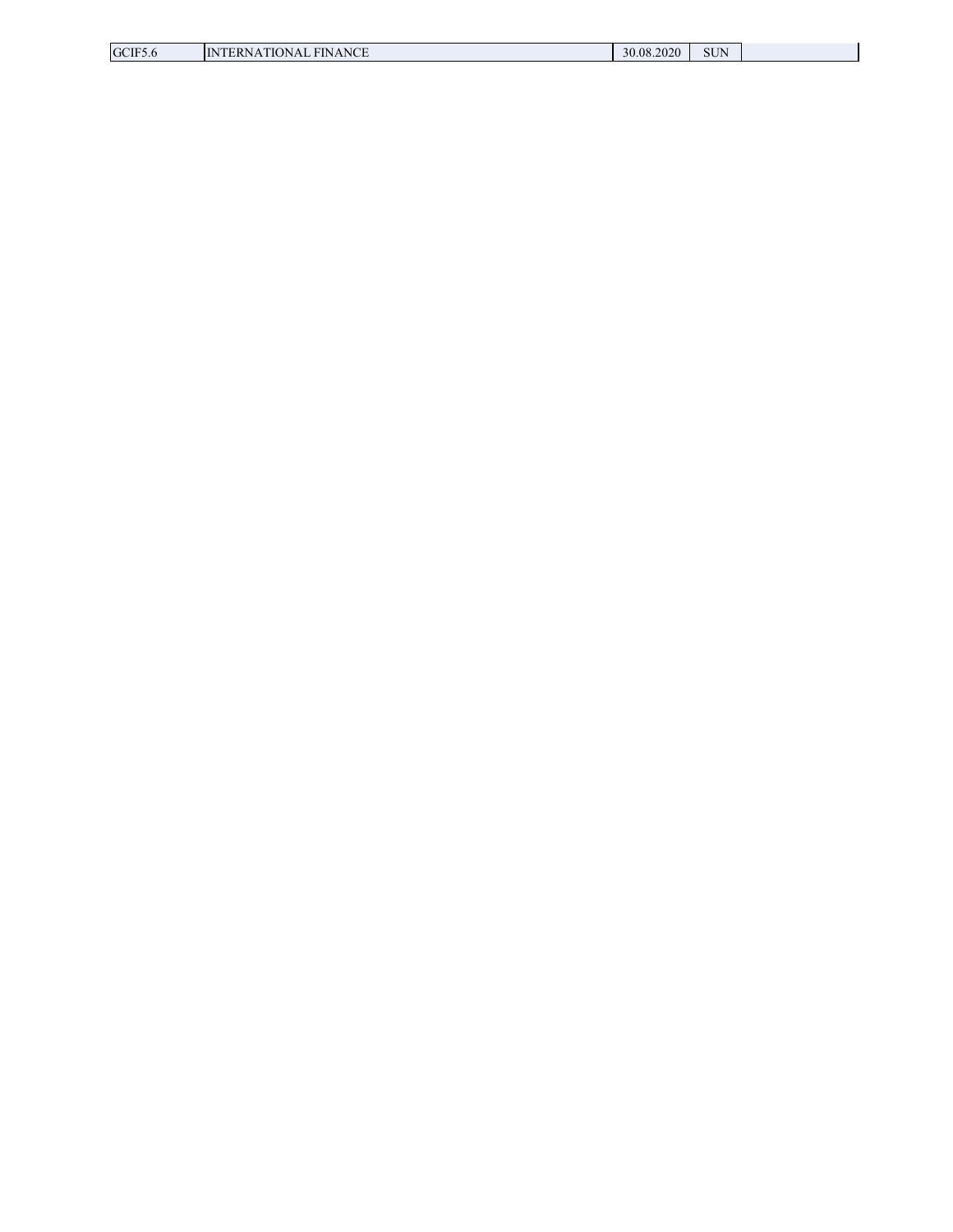| | | | | |
|---|---|---|---|---|
| GCIF5.6 | INTERNATIONAL FINANCE | 30.08.2020 | SUN | |